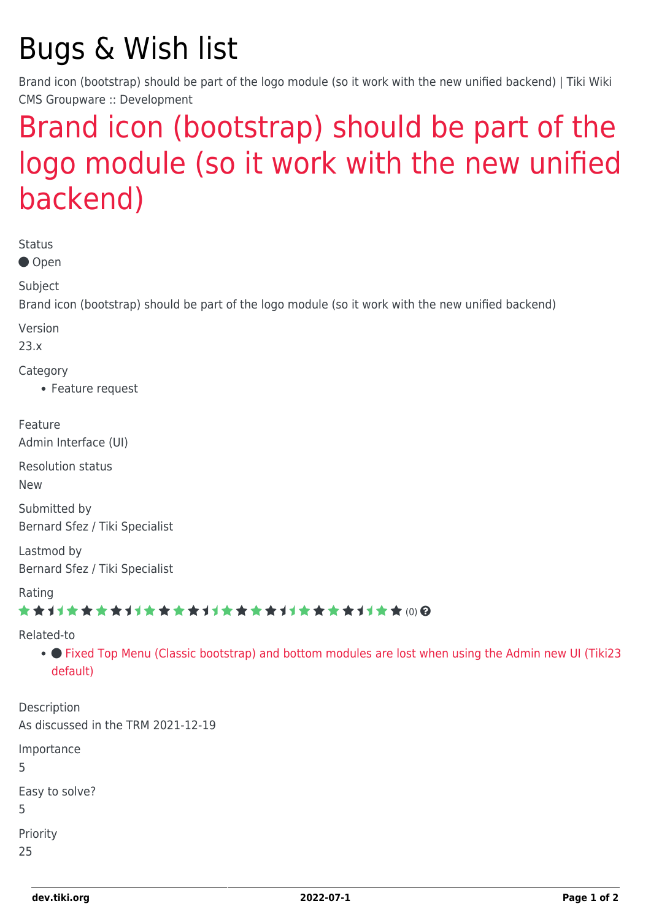# Bugs & Wish list

Brand icon (bootstrap) should be part of the logo module (so it work with the new unified backend) | Tiki Wiki CMS Groupware :: Development

## Brand icon (bootstrap) should be part of the logo module (so it work with the new unified backend)

Status

● Open

Subject

Brand icon (bootstrap) should be part of the logo module (so it work with the new unified backend)

Version

23.x

Category

- Feature request

Feature

Admin Interface (UI)

Resolution status

New

Submitted by

Bernard Sfez / Tiki Specialist

Lastmod by

Bernard Sfez / Tiki Specialist

Rating

(0)

Related-to

- ● Fixed Top Menu (Classic bootstrap) and bottom modules are lost when using the Admin new UI (Tiki23 default)

Description

As discussed in the TRM 2021-12-19

Importance

5

Easy to solve?

5

Priority

25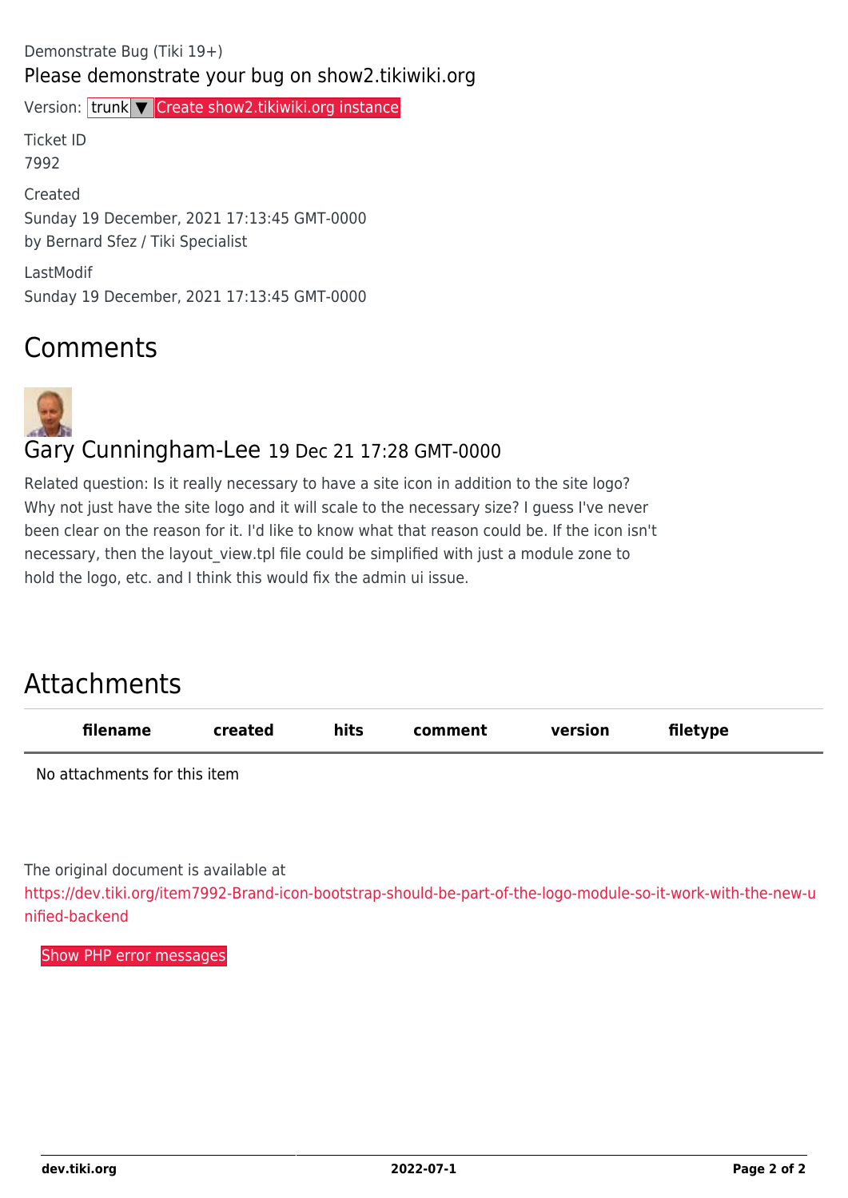Demonstrate Bug (Tiki 19+)

Please demonstrate your bug on show2.tikiwiki.org

Version: trunk ▼ Create show2.tikiwiki.org instance

Ticket ID

7992

Created

Sunday 19 December, 2021 17:13:45 GMT-0000

by Bernard Sfez / Tiki Specialist

LastModif

Sunday 19 December, 2021 17:13:45 GMT-0000

## Comments

### Gary Cunningham-Lee 19 Dec 21 17:28 GMT-0000

Related question: Is it really necessary to have a site icon in addition to the site logo? Why not just have the site logo and it will scale to the necessary size? I guess I've never been clear on the reason for it. I'd like to know what that reason could be. If the icon isn't necessary, then the layout_view.tpl file could be simplified with just a module zone to hold the logo, etc. and I think this would fix the admin ui issue.

## Attachments

| filename | created | hits | comment | version | filetype |
|---|---|---|---|---|---|
| No attachments for this item | | | | | |

The original document is available at https://dev.tiki.org/item7992-Brand-icon-bootstrap-should-be-part-of-the-logo-module-so-it-work-with-the-new-unified-backend

Show PHP error messages